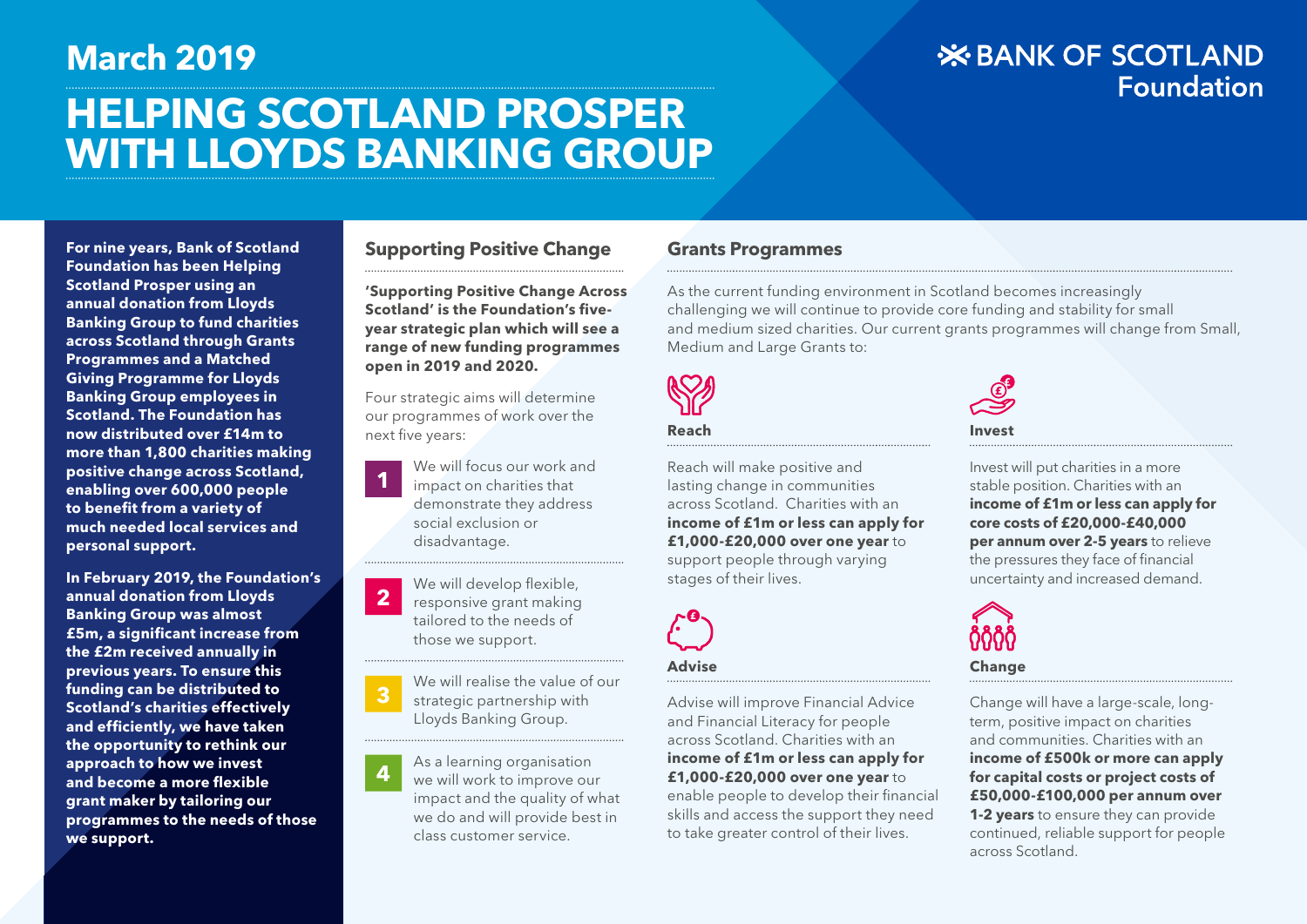**March 2019**

# HELPING SCOTLAND PROSPER WITH LLOYDS BANKING GROUP

BANK OF SCOTLAND Foundation

**For nine years, Bank of Scotland Foundation has been Helping Scotland Prosper using an annual donation from Lloyds Banking Group to fund charities across Scotland through Grants Programmes and a Matched Giving Programme for Lloyds Banking Group employees in Scotland. The Foundation has now distributed over £14m to more than 1,800 charities making positive change across Scotland, enabling over 600,000 people to benefit from a variety of much needed local services and personal support.**

**In February 2019, the Foundation's annual donation from Lloyds Banking Group was almost £5m, a significant increase from the £2m received annually in previous years. To ensure this funding can be distributed to Scotland's charities effectively and efficiently, we have taken the opportunity to rethink our approach to how we invest and become a more flexible grant maker by tailoring our programmes to the needs of those we support.**

## Supporting Positive Change

**'Supporting Positive Change Across Scotland' is the Foundation's five-year strategic plan which will see a range of new funding programmes open in 2019 and 2020.**

Four strategic aims will determine our programmes of work over the next five years:

1. We will focus our work and impact on charities that demonstrate they address social exclusion or disadvantage.
2. We will develop flexible, responsive grant making tailored to the needs of those we support.
3. We will realise the value of our strategic partnership with Lloyds Banking Group.
4. As a learning organisation we will work to improve our impact and the quality of what we do and will provide best in class customer service.

## Grants Programmes

As the current funding environment in Scotland becomes increasingly challenging we will continue to provide core funding and stability for small and medium sized charities. Our current grants programmes will change from Small, Medium and Large Grants to:

### Reach

Reach will make positive and lasting change in communities across Scotland. Charities with an **income of £1m or less can apply for £1,000-£20,000 over one year** to support people through varying stages of their lives.

### Invest

Invest will put charities in a more stable position. Charities with an **income of £1m or less can apply for core costs of £20,000-£40,000 per annum over 2-5 years** to relieve the pressures they face of financial uncertainty and increased demand.

### Advise

Advise will improve Financial Advice and Financial Literacy for people across Scotland. Charities with an **income of £1m or less can apply for £1,000-£20,000 over one year** to enable people to develop their financial skills and access the support they need to take greater control of their lives.

### Change

Change will have a large-scale, long-term, positive impact on charities and communities. Charities with an **income of £500k or more can apply for capital costs or project costs of £50,000-£100,000 per annum over 1-2 years** to ensure they can provide continued, reliable support for people across Scotland.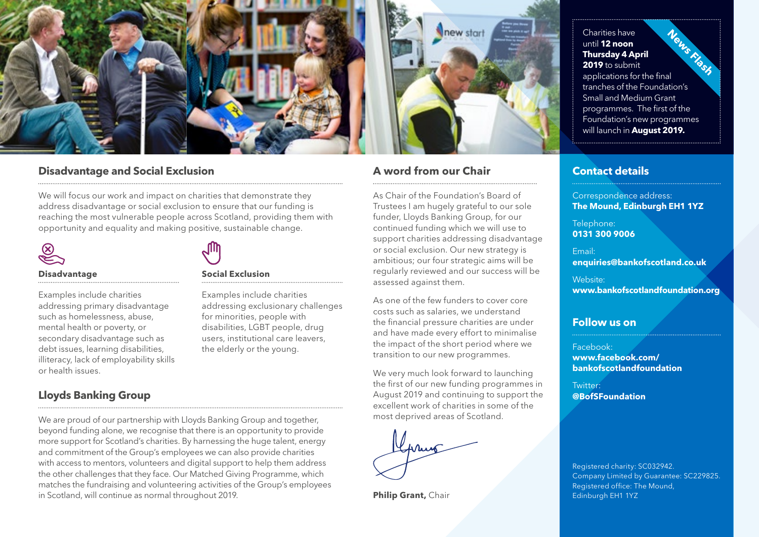Charities have until **12 noon Thursday 4 April 2019** to submit applications for the final tranches of the Foundation's Small and Medium Grant programmes. The first of the Foundation's new programmes will launch in **August 2019.**

News Flash

## Disadvantage and Social Exclusion

We will focus our work and impact on charities that demonstrate they address disadvantage or social exclusion to ensure that our funding is reaching the most vulnerable people across Scotland, providing them with opportunity and equality and making positive, sustainable change.

### Disadvantage

Examples include charities addressing primary disadvantage such as homelessness, abuse, mental health or poverty, or secondary disadvantage such as debt issues, learning disabilities, illiteracy, lack of employability skills or health issues.

### Social Exclusion

Examples include charities addressing exclusionary challenges for minorities, people with disabilities, LGBT people, drug users, institutional care leavers, the elderly or the young.

## Lloyds Banking Group

We are proud of our partnership with Lloyds Banking Group and together, beyond funding alone, we recognise that there is an opportunity to provide more support for Scotland's charities. By harnessing the huge talent, energy and commitment of the Group's employees we can also provide charities with access to mentors, volunteers and digital support to help them address the other challenges that they face. Our Matched Giving Programme, which matches the fundraising and volunteering activities of the Group's employees in Scotland, will continue as normal throughout 2019.

## A word from our Chair

As Chair of the Foundation's Board of Trustees I am hugely grateful to our sole funder, Lloyds Banking Group, for our continued funding which we will use to support charities addressing disadvantage or social exclusion. Our new strategy is ambitious; our four strategic aims will be regularly reviewed and our success will be assessed against them.

As one of the few funders to cover core costs such as salaries, we understand the financial pressure charities are under and have made every effort to minimalise the impact of the short period where we transition to our new programmes.

We very much look forward to launching the first of our new funding programmes in August 2019 and continuing to support the excellent work of charities in some of the most deprived areas of Scotland.

**Philip Grant,** Chair

## Contact details

Correspondence address:
**The Mound, Edinburgh EH1 1YZ**

Telephone:
**0131 300 9006**

Email:
**enquiries@bankofscotland.co.uk**

Website:
**www.bankofscotlandfoundation.org**

## Follow us on

Facebook:
**www.facebook.com/bankofscotlandfoundation**

Twitter:
**@BofSFoundation**

Registered charity: SC032942.
Company Limited by Guarantee: SC229825.
Registered office: The Mound, Edinburgh EH1 1YZ